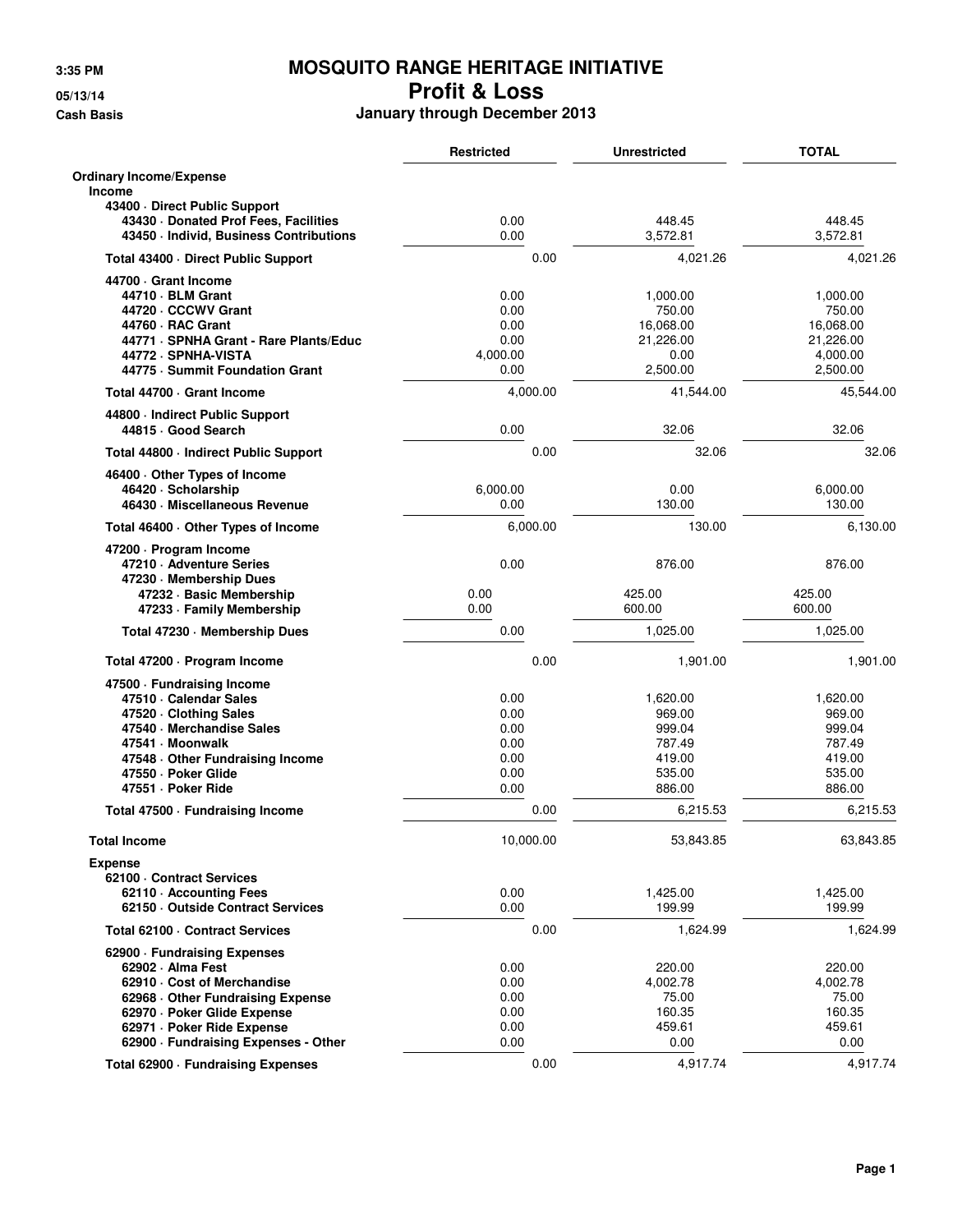3:35 PM
05/13/14
Cash Basis

# MOSQUITO RANGE HERITAGE INITIATIVE
## Profit & Loss
### January through December 2013

| | Restricted | Unrestricted | TOTAL |
|---|---|---|---|
| **Ordinary Income/Expense** | | | |
| **Income** | | | |
| **43400 · Direct Public Support** | | | |
| **43430 · Donated Prof Fees, Facilities** | 0.00 | 448.45 | 448.45 |
| **43450 · Individ, Business Contributions** | 0.00 | 3,572.81 | 3,572.81 |
| **Total 43400 · Direct Public Support** | 0.00 | 4,021.26 | 4,021.26 |
| **44700 · Grant Income** | | | |
| **44710 · BLM Grant** | 0.00 | 1,000.00 | 1,000.00 |
| **44720 · CCCWV Grant** | 0.00 | 750.00 | 750.00 |
| **44760 · RAC Grant** | 0.00 | 16,068.00 | 16,068.00 |
| **44771 · SPNHA Grant - Rare Plants/Educ** | 0.00 | 21,226.00 | 21,226.00 |
| **44772 · SPNHA-VISTA** | 4,000.00 | 0.00 | 4,000.00 |
| **44775 · Summit Foundation Grant** | 0.00 | 2,500.00 | 2,500.00 |
| **Total 44700 · Grant Income** | 4,000.00 | 41,544.00 | 45,544.00 |
| **44800 · Indirect Public Support** | | | |
| **44815 · Good Search** | 0.00 | 32.06 | 32.06 |
| **Total 44800 · Indirect Public Support** | 0.00 | 32.06 | 32.06 |
| **46400 · Other Types of Income** | | | |
| **46420 · Scholarship** | 6,000.00 | 0.00 | 6,000.00 |
| **46430 · Miscellaneous Revenue** | 0.00 | 130.00 | 130.00 |
| **Total 46400 · Other Types of Income** | 6,000.00 | 130.00 | 6,130.00 |
| **47200 · Program Income** | | | |
| **47210 · Adventure Series** | 0.00 | 876.00 | 876.00 |
| **47230 · Membership Dues** | | | |
| **47232 · Basic Membership** | 0.00 | 425.00 | 425.00 |
| **47233 · Family Membership** | 0.00 | 600.00 | 600.00 |
| **Total 47230 · Membership Dues** | 0.00 | 1,025.00 | 1,025.00 |
| **Total 47200 · Program Income** | 0.00 | 1,901.00 | 1,901.00 |
| **47500 · Fundraising Income** | | | |
| **47510 · Calendar Sales** | 0.00 | 1,620.00 | 1,620.00 |
| **47520 · Clothing Sales** | 0.00 | 969.00 | 969.00 |
| **47540 · Merchandise Sales** | 0.00 | 999.04 | 999.04 |
| **47541 · Moonwalk** | 0.00 | 787.49 | 787.49 |
| **47548 · Other Fundraising Income** | 0.00 | 419.00 | 419.00 |
| **47550 · Poker Glide** | 0.00 | 535.00 | 535.00 |
| **47551 · Poker Ride** | 0.00 | 886.00 | 886.00 |
| **Total 47500 · Fundraising Income** | 0.00 | 6,215.53 | 6,215.53 |
| **Total Income** | 10,000.00 | 53,843.85 | 63,843.85 |
| **Expense** | | | |
| **62100 · Contract Services** | | | |
| **62110 · Accounting Fees** | 0.00 | 1,425.00 | 1,425.00 |
| **62150 · Outside Contract Services** | 0.00 | 199.99 | 199.99 |
| **Total 62100 · Contract Services** | 0.00 | 1,624.99 | 1,624.99 |
| **62900 · Fundraising Expenses** | | | |
| **62902 · Alma Fest** | 0.00 | 220.00 | 220.00 |
| **62910 · Cost of Merchandise** | 0.00 | 4,002.78 | 4,002.78 |
| **62968 · Other Fundraising Expense** | 0.00 | 75.00 | 75.00 |
| **62970 · Poker Glide Expense** | 0.00 | 160.35 | 160.35 |
| **62971 · Poker Ride Expense** | 0.00 | 459.61 | 459.61 |
| **62900 · Fundraising Expenses - Other** | 0.00 | 0.00 | 0.00 |
| **Total 62900 · Fundraising Expenses** | 0.00 | 4,917.74 | 4,917.74 |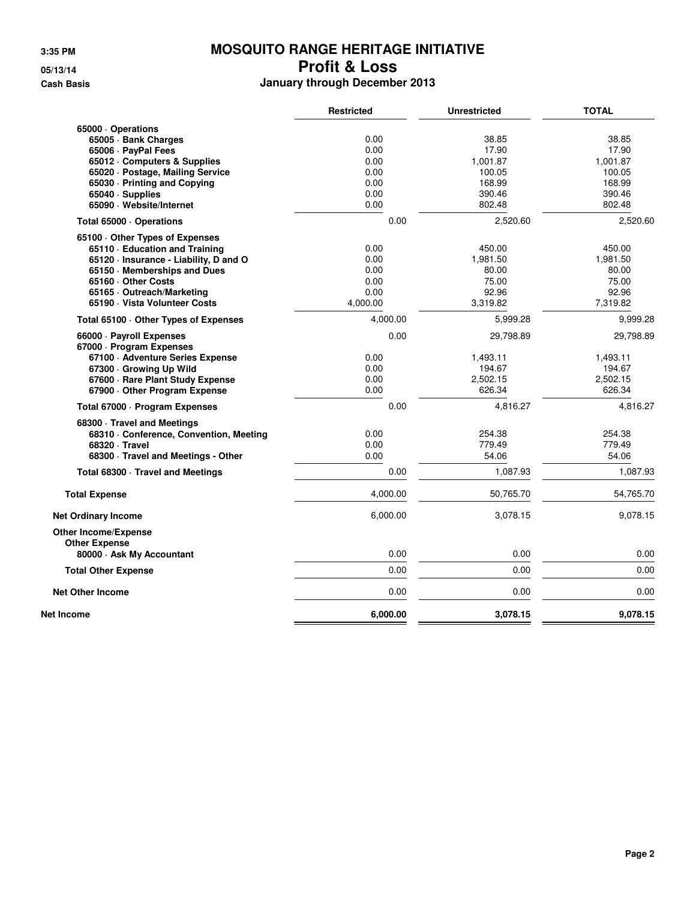# MOSQUITO RANGE HERITAGE INITIATIVE
## Profit & Loss
### January through December 2013

3:35 PM
05/13/14
Cash Basis

| | Restricted | Unrestricted | TOTAL |
|---|---|---|---|
| 65000 · Operations | | | |
| 65005 · Bank Charges | 0.00 | 38.85 | 38.85 |
| 65006 · PayPal Fees | 0.00 | 17.90 | 17.90 |
| 65012 · Computers & Supplies | 0.00 | 1,001.87 | 1,001.87 |
| 65020 · Postage, Mailing Service | 0.00 | 100.05 | 100.05 |
| 65030 · Printing and Copying | 0.00 | 168.99 | 168.99 |
| 65040 · Supplies | 0.00 | 390.46 | 390.46 |
| 65090 · Website/Internet | 0.00 | 802.48 | 802.48 |
| Total 65000 · Operations | 0.00 | 2,520.60 | 2,520.60 |
| 65100 · Other Types of Expenses | | | |
| 65110 · Education and Training | 0.00 | 450.00 | 450.00 |
| 65120 · Insurance - Liability, D and O | 0.00 | 1,981.50 | 1,981.50 |
| 65150 · Memberships and Dues | 0.00 | 80.00 | 80.00 |
| 65160 · Other Costs | 0.00 | 75.00 | 75.00 |
| 65165 · Outreach/Marketing | 0.00 | 92.96 | 92.96 |
| 65190 · Vista Volunteer Costs | 4,000.00 | 3,319.82 | 7,319.82 |
| Total 65100 · Other Types of Expenses | 4,000.00 | 5,999.28 | 9,999.28 |
| 66000 · Payroll Expenses | 0.00 | 29,798.89 | 29,798.89 |
| 67000 · Program Expenses | | | |
| 67100 · Adventure Series Expense | 0.00 | 1,493.11 | 1,493.11 |
| 67300 · Growing Up Wild | 0.00 | 194.67 | 194.67 |
| 67600 · Rare Plant Study Expense | 0.00 | 2,502.15 | 2,502.15 |
| 67900 · Other Program Expense | 0.00 | 626.34 | 626.34 |
| Total 67000 · Program Expenses | 0.00 | 4,816.27 | 4,816.27 |
| 68300 · Travel and Meetings | | | |
| 68310 · Conference, Convention, Meeting | 0.00 | 254.38 | 254.38 |
| 68320 · Travel | 0.00 | 779.49 | 779.49 |
| 68300 · Travel and Meetings - Other | 0.00 | 54.06 | 54.06 |
| Total 68300 · Travel and Meetings | 0.00 | 1,087.93 | 1,087.93 |
| Total Expense | 4,000.00 | 50,765.70 | 54,765.70 |
| Net Ordinary Income | 6,000.00 | 3,078.15 | 9,078.15 |
| Other Income/Expense | | | |
| Other Expense | | | |
| 80000 · Ask My Accountant | 0.00 | 0.00 | 0.00 |
| Total Other Expense | 0.00 | 0.00 | 0.00 |
| Net Other Income | 0.00 | 0.00 | 0.00 |
| **Net Income** | **6,000.00** | **3,078.15** | **9,078.15** |